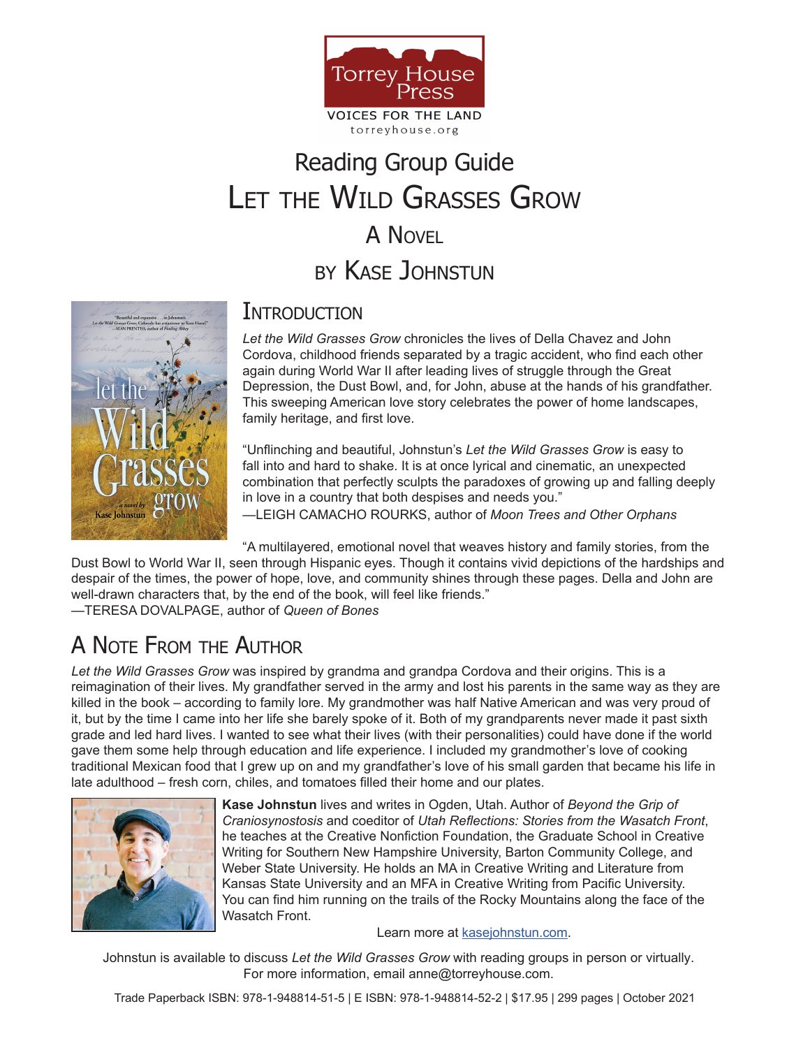Torrey House Press

VOICES FOR THE LAND

torreyhouse.org

# Reading Group Guide

# Let the Wild Grasses Grow

## A Novel

## by Kase Johnstun

## Introduction

*Let the Wild Grasses Grow* chronicles the lives of Della Chavez and John Cordova, childhood friends separated by a tragic accident, who find each other again during World War II after leading lives of struggle through the Great Depression, the Dust Bowl, and, for John, abuse at the hands of his grandfather. This sweeping American love story celebrates the power of home landscapes, family heritage, and first love.

"Unflinching and beautiful, Johnstun's *Let the Wild Grasses Grow* is easy to fall into and hard to shake. It is at once lyrical and cinematic, an unexpected combination that perfectly sculpts the paradoxes of growing up and falling deeply in love in a country that both despises and needs you."
—LEIGH CAMACHO ROURKS, author of *Moon Trees and Other Orphans*

"A multilayered, emotional novel that weaves history and family stories, from the Dust Bowl to World War II, seen through Hispanic eyes. Though it contains vivid depictions of the hardships and despair of the times, the power of hope, love, and community shines through these pages. Della and John are well-drawn characters that, by the end of the book, will feel like friends."
—TERESA DOVALPAGE, author of *Queen of Bones*

## A Note From the Author

*Let the Wild Grasses Grow* was inspired by grandma and grandpa Cordova and their origins. This is a reimagination of their lives. My grandfather served in the army and lost his parents in the same way as they are killed in the book – according to family lore. My grandmother was half Native American and was very proud of it, but by the time I came into her life she barely spoke of it. Both of my grandparents never made it past sixth grade and led hard lives. I wanted to see what their lives (with their personalities) could have done if the world gave them some help through education and life experience. I included my grandmother's love of cooking traditional Mexican food that I grew up on and my grandfather's love of his small garden that became his life in late adulthood – fresh corn, chiles, and tomatoes filled their home and our plates.

**Kase Johnstun** lives and writes in Ogden, Utah. Author of *Beyond the Grip of Craniosynostosis* and coeditor of *Utah Reflections: Stories from the Wasatch Front*, he teaches at the Creative Nonfiction Foundation, the Graduate School in Creative Writing for Southern New Hampshire University, Barton Community College, and Weber State University. He holds an MA in Creative Writing and Literature from Kansas State University and an MFA in Creative Writing from Pacific University. You can find him running on the trails of the Rocky Mountains along the face of the Wasatch Front.

Learn more at kasejohnstun.com.

Johnstun is available to discuss *Let the Wild Grasses Grow* with reading groups in person or virtually. For more information, email anne@torreyhouse.com.

Trade Paperback ISBN: 978-1-948814-51-5 | E ISBN: 978-1-948814-52-2 | $17.95 | 299 pages | October 2021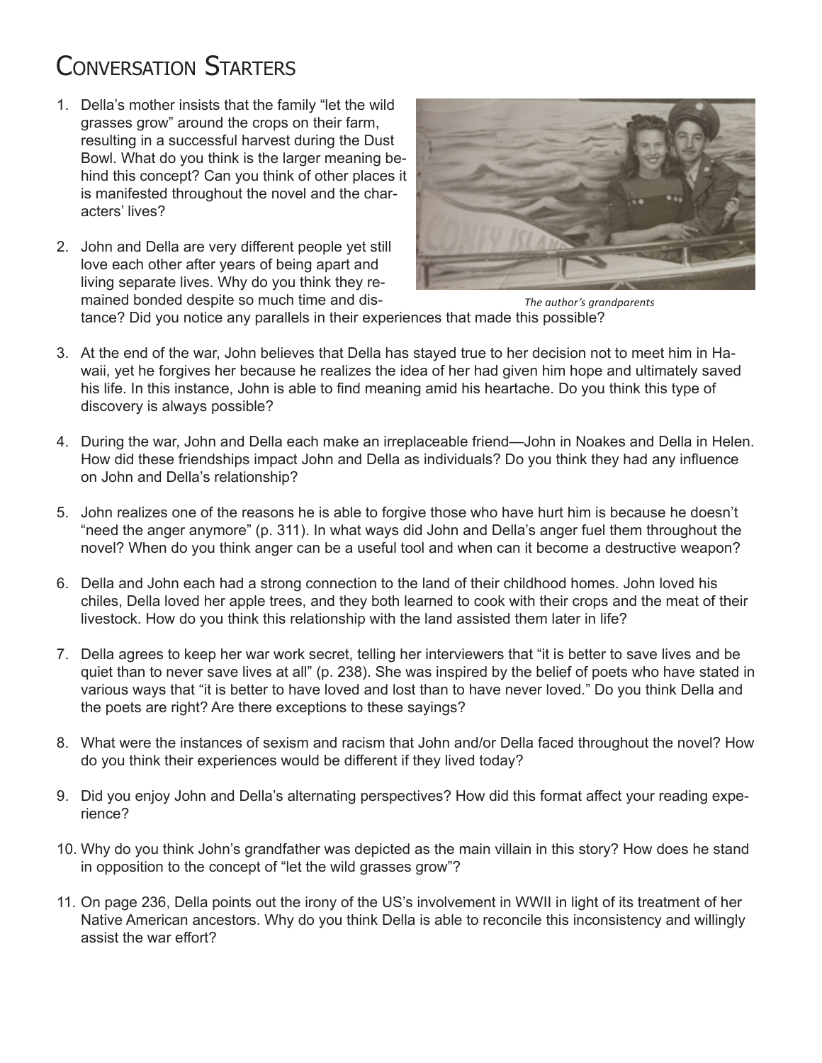# Conversation Starters

1. Della's mother insists that the family "let the wild grasses grow" around the crops on their farm, resulting in a successful harvest during the Dust Bowl. What do you think is the larger meaning behind this concept? Can you think of other places it is manifested throughout the novel and the characters' lives?

2. John and Della are very different people yet still love each other after years of being apart and living separate lives. Why do you think they remained bonded despite so much time and distance? Did you notice any parallels in their experiences that made this possible?

*The author's grandparents*

3. At the end of the war, John believes that Della has stayed true to her decision not to meet him in Hawaii, yet he forgives her because he realizes the idea of her had given him hope and ultimately saved his life. In this instance, John is able to find meaning amid his heartache. Do you think this type of discovery is always possible?

4. During the war, John and Della each make an irreplaceable friend—John in Noakes and Della in Helen. How did these friendships impact John and Della as individuals? Do you think they had any influence on John and Della's relationship?

5. John realizes one of the reasons he is able to forgive those who have hurt him is because he doesn't "need the anger anymore" (p. 311). In what ways did John and Della's anger fuel them throughout the novel? When do you think anger can be a useful tool and when can it become a destructive weapon?

6. Della and John each had a strong connection to the land of their childhood homes. John loved his chiles, Della loved her apple trees, and they both learned to cook with their crops and the meat of their livestock. How do you think this relationship with the land assisted them later in life?

7. Della agrees to keep her war work secret, telling her interviewers that "it is better to save lives and be quiet than to never save lives at all" (p. 238). She was inspired by the belief of poets who have stated in various ways that "it is better to have loved and lost than to have never loved." Do you think Della and the poets are right? Are there exceptions to these sayings?

8. What were the instances of sexism and racism that John and/or Della faced throughout the novel? How do you think their experiences would be different if they lived today?

9. Did you enjoy John and Della's alternating perspectives? How did this format affect your reading experience?

10. Why do you think John's grandfather was depicted as the main villain in this story? How does he stand in opposition to the concept of "let the wild grasses grow"?

11. On page 236, Della points out the irony of the US's involvement in WWII in light of its treatment of her Native American ancestors. Why do you think Della is able to reconcile this inconsistency and willingly assist the war effort?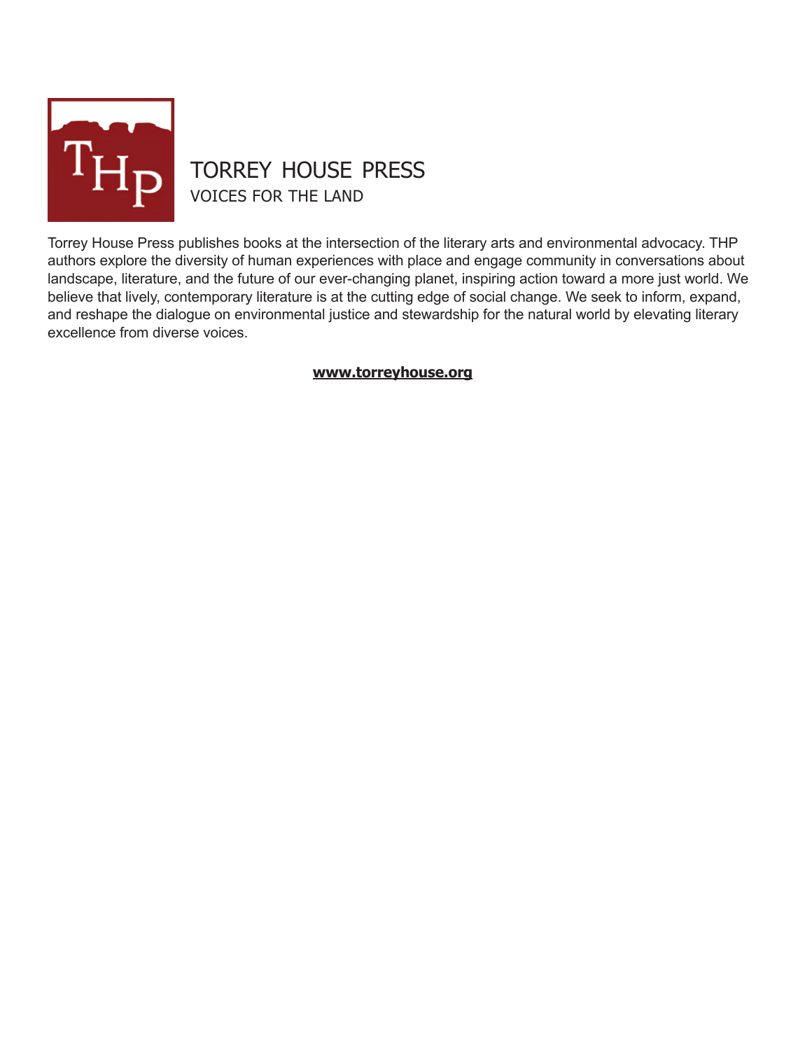# TORREY HOUSE PRESS

VOICES FOR THE LAND

Torrey House Press publishes books at the intersection of the literary arts and environmental advocacy. THP authors explore the diversity of human experiences with place and engage community in conversations about landscape, literature, and the future of our ever-changing planet, inspiring action toward a more just world. We believe that lively, contemporary literature is at the cutting edge of social change. We seek to inform, expand, and reshape the dialogue on environmental justice and stewardship for the natural world by elevating literary excellence from diverse voices.

**www.torreyhouse.org**